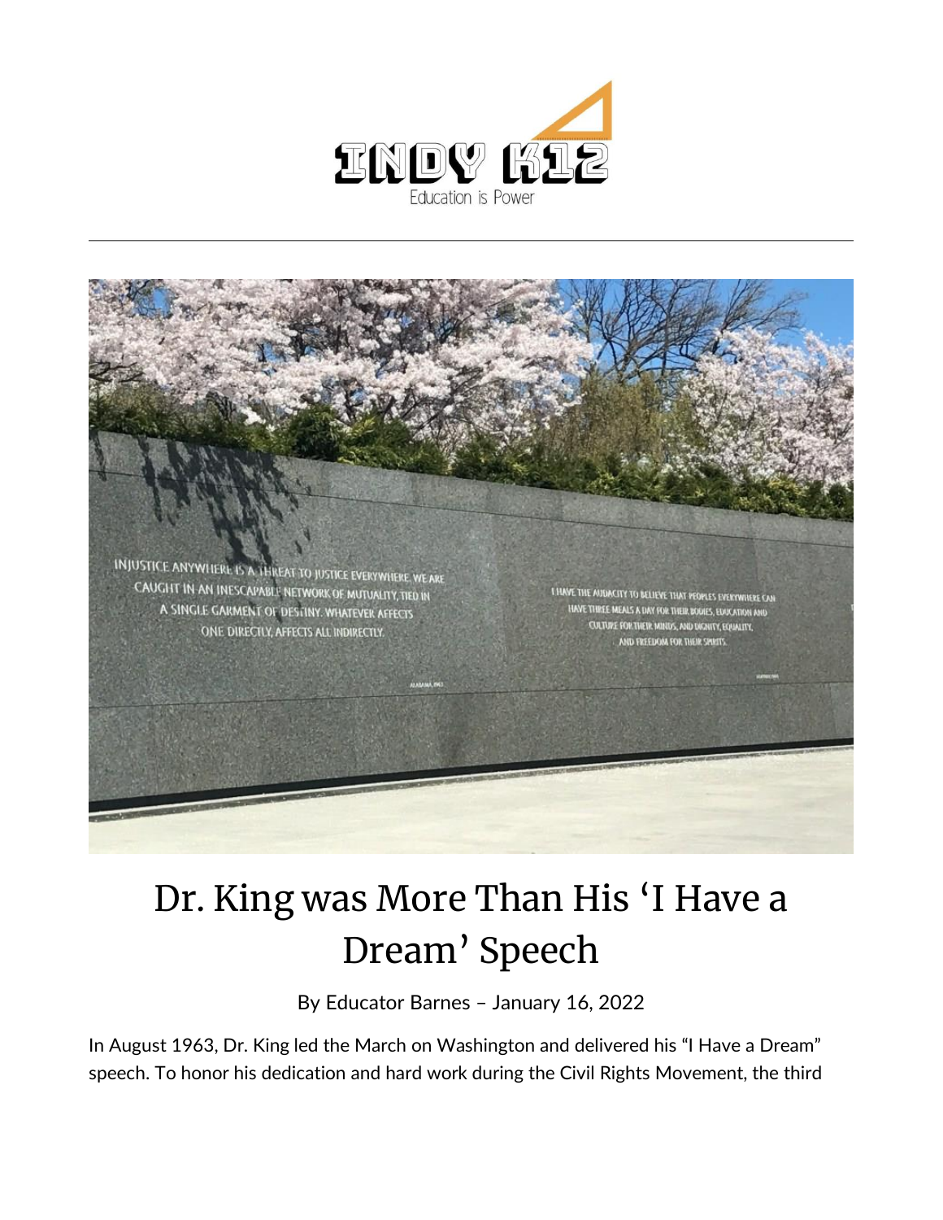# Dr. King was More Than His 'I Have a Dream' Speech

By Educator Barnes – January 16, 2022

In August 1963, Dr. King led the March on Washington and delivered his "I Have a Dream" speech. To honor his dedication and hard work during the Civil Rights Movement, the third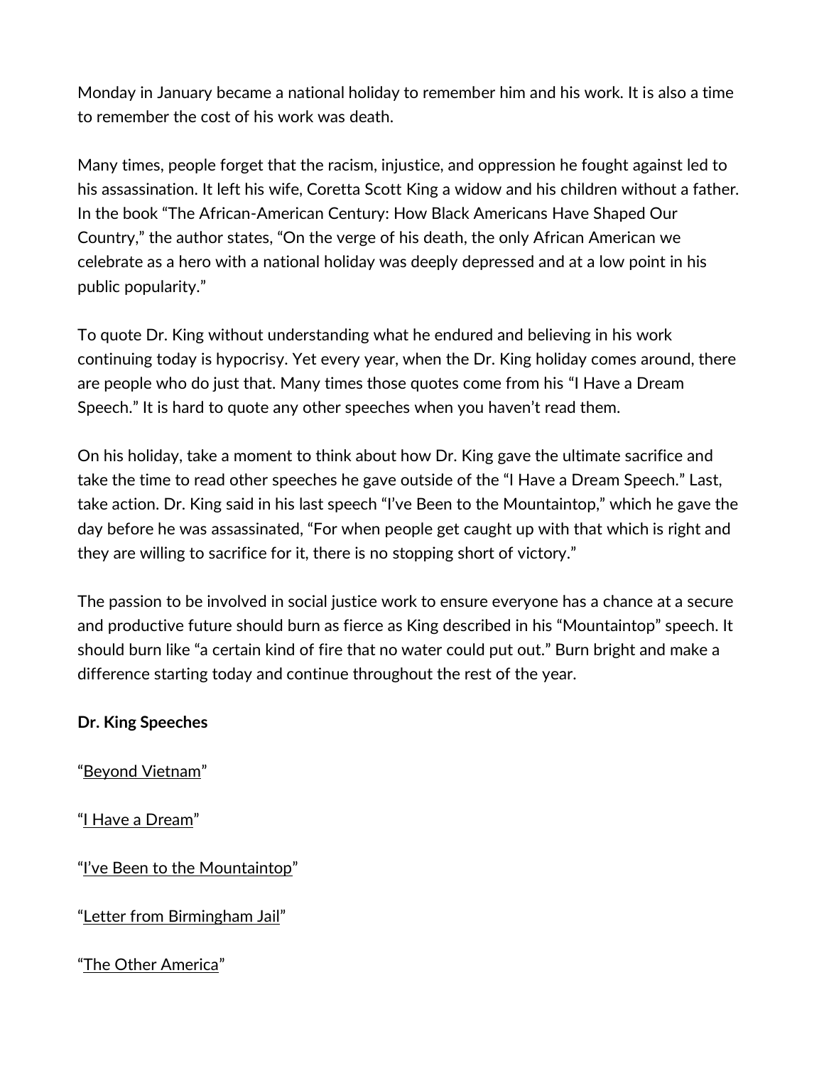Monday in January became a national holiday to remember him and his work. It is also a time to remember the cost of his work was death.

Many times, people forget that the racism, injustice, and oppression he fought against led to his assassination. It left his wife, Coretta Scott King a widow and his children without a father. In the book "The African-American Century: How Black Americans Have Shaped Our Country," the author states, "On the verge of his death, the only African American we celebrate as a hero with a national holiday was deeply depressed and at a low point in his public popularity."

To quote Dr. King without understanding what he endured and believing in his work continuing today is hypocrisy. Yet every year, when the Dr. King holiday comes around, there are people who do just that. Many times those quotes come from his "I Have a Dream Speech." It is hard to quote any other speeches when you haven't read them.

On his holiday, take a moment to think about how Dr. King gave the ultimate sacrifice and take the time to read other speeches he gave outside of the "I Have a Dream Speech." Last, take action. Dr. King said in his last speech "I've Been to the Mountaintop," which he gave the day before he was assassinated, "For when people get caught up with that which is right and they are willing to sacrifice for it, there is no stopping short of victory."

The passion to be involved in social justice work to ensure everyone has a chance at a secure and productive future should burn as fierce as King described in his "Mountaintop" speech. It should burn like "a certain kind of fire that no water could put out." Burn bright and make a difference starting today and continue throughout the rest of the year.

**Dr. King Speeches**

"Beyond Vietnam"

"I Have a Dream"

"I've Been to the Mountaintop"

"Letter from Birmingham Jail"

"The Other America"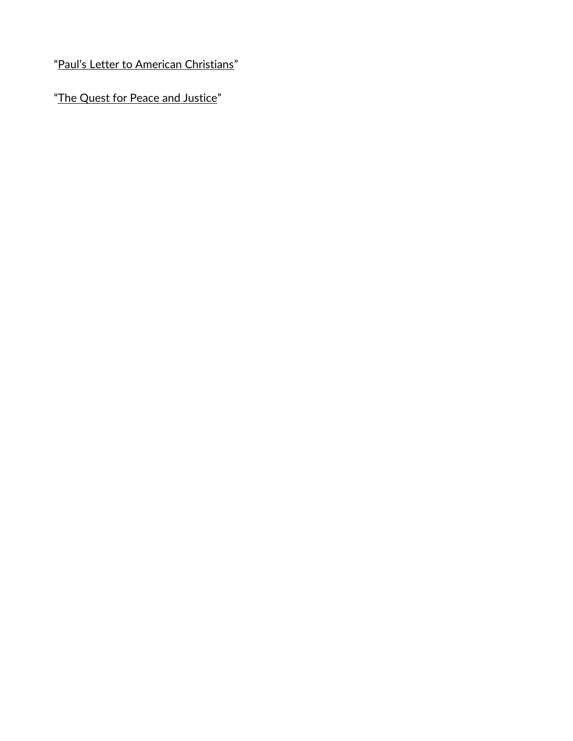“Paul’s Letter to American Christians”

“The Quest for Peace and Justice”